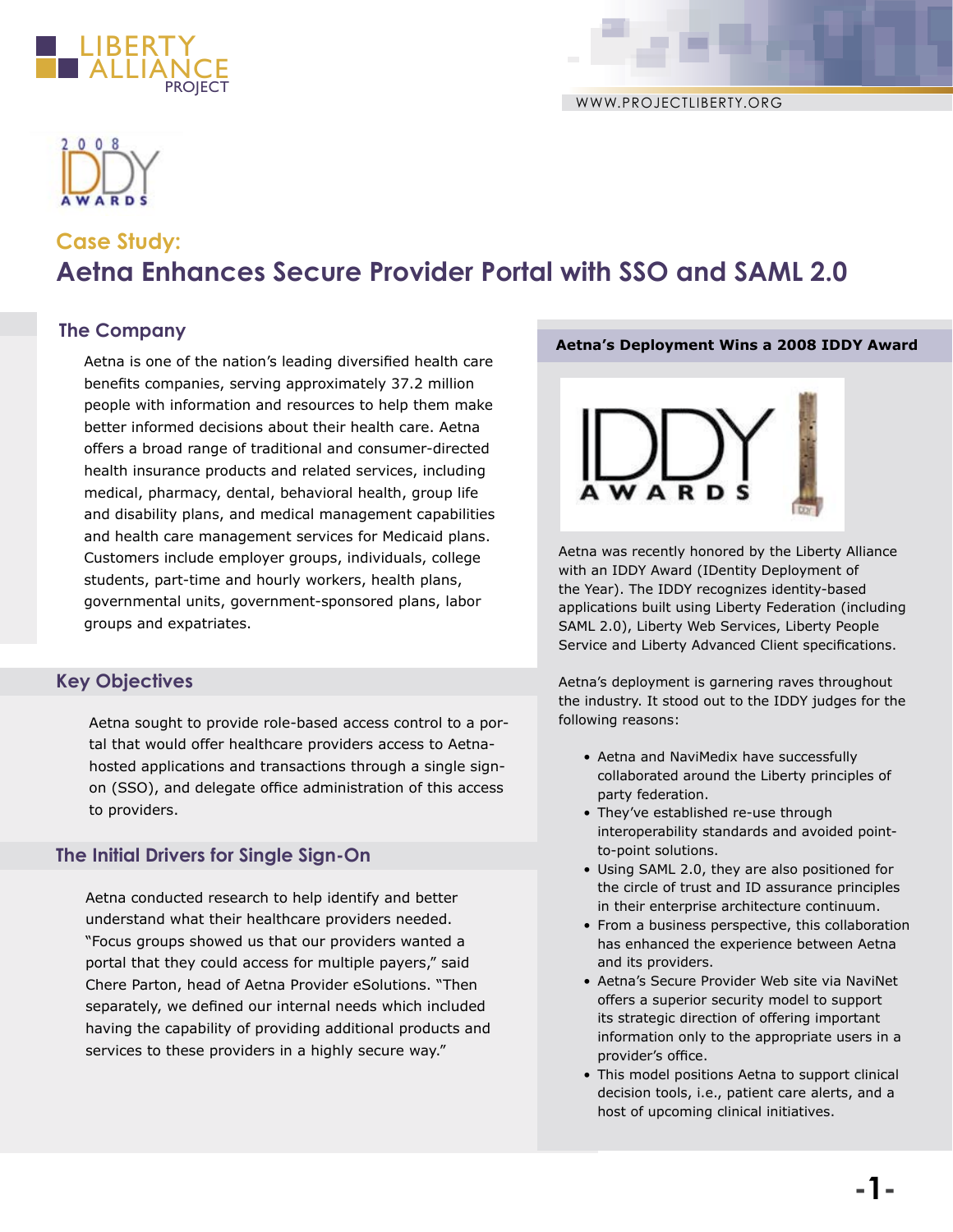# Case Study:

# Aetna Enhances Secure Provider Portal with SSO and SAML 2.0

## The Company

Aetna is one of the nation's leading diversified health care benefits companies, serving approximately 37.2 million people with information and resources to help them make better informed decisions about their health care. Aetna offers a broad range of traditional and consumer-directed health insurance products and related services, including medical, pharmacy, dental, behavioral health, group life and disability plans, and medical management capabilities and health care management services for Medicaid plans. Customers include employer groups, individuals, college students, part-time and hourly workers, health plans, governmental units, government-sponsored plans, labor groups and expatriates.

## Key Objectives

Aetna sought to provide role-based access control to a portal that would offer healthcare providers access to Aetna-hosted applications and transactions through a single sign-on (SSO), and delegate office administration of this access to providers.

## The Initial Drivers for Single Sign-On

Aetna conducted research to help identify and better understand what their healthcare providers needed. "Focus groups showed us that our providers wanted a portal that they could access for multiple payers," said Chere Parton, head of Aetna Provider eSolutions. "Then separately, we defined our internal needs which included having the capability of providing additional products and services to these providers in a highly secure way."

**Aetna's Deployment Wins a 2008 IDDY Award**

Aetna was recently honored by the Liberty Alliance with an IDDY Award (IDentity Deployment of the Year). The IDDY recognizes identity-based applications built using Liberty Federation (including SAML 2.0), Liberty Web Services, Liberty People Service and Liberty Advanced Client specifications.

Aetna's deployment is garnering raves throughout the industry. It stood out to the IDDY judges for the following reasons:

- Aetna and NaviMedix have successfully collaborated around the Liberty principles of party federation.
- They've established re-use through interoperability standards and avoided point-to-point solutions.
- Using SAML 2.0, they are also positioned for the circle of trust and ID assurance principles in their enterprise architecture continuum.
- From a business perspective, this collaboration has enhanced the experience between Aetna and its providers.
- Aetna's Secure Provider Web site via NaviNet offers a superior security model to support its strategic direction of offering important information only to the appropriate users in a provider's office.
- This model positions Aetna to support clinical decision tools, i.e., patient care alerts, and a host of upcoming clinical initiatives.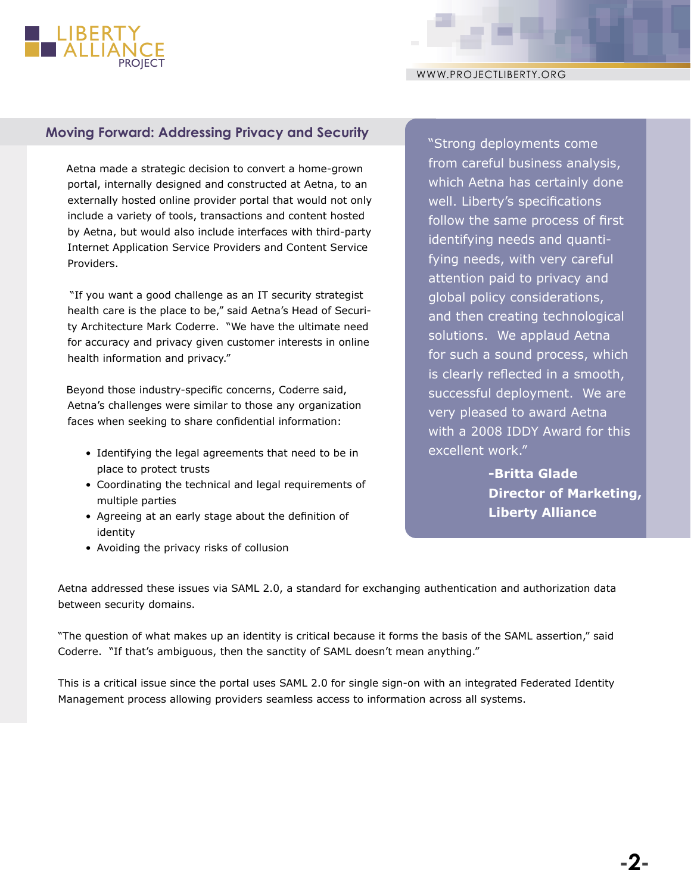## Moving Forward: Addressing Privacy and Security

Aetna made a strategic decision to convert a home-grown portal, internally designed and constructed at Aetna, to an externally hosted online provider portal that would not only include a variety of tools, transactions and content hosted by Aetna, but would also include interfaces with third-party Internet Application Service Providers and Content Service Providers.

"If you want a good challenge as an IT security strategist health care is the place to be," said Aetna's Head of Security Architecture Mark Coderre. "We have the ultimate need for accuracy and privacy given customer interests in online health information and privacy."

Beyond those industry-specific concerns, Coderre said, Aetna's challenges were similar to those any organization faces when seeking to share confidential information:

- Identifying the legal agreements that need to be in place to protect trusts
- Coordinating the technical and legal requirements of multiple parties
- Agreeing at an early stage about the definition of identity
- Avoiding the privacy risks of collusion

> "Strong deployments come from careful business analysis, which Aetna has certainly done well. Liberty's specifications follow the same process of first identifying needs and quantifying needs, with very careful attention paid to privacy and global policy considerations, and then creating technological solutions. We applaud Aetna for such a sound process, which is clearly reflected in a smooth, successful deployment. We are very pleased to award Aetna with a 2008 IDDY Award for this excellent work."
>
> **-Britta Glade**
> **Director of Marketing,**
> **Liberty Alliance**

Aetna addressed these issues via SAML 2.0, a standard for exchanging authentication and authorization data between security domains.

"The question of what makes up an identity is critical because it forms the basis of the SAML assertion," said Coderre. "If that's ambiguous, then the sanctity of SAML doesn't mean anything."

This is a critical issue since the portal uses SAML 2.0 for single sign-on with an integrated Federated Identity Management process allowing providers seamless access to information across all systems.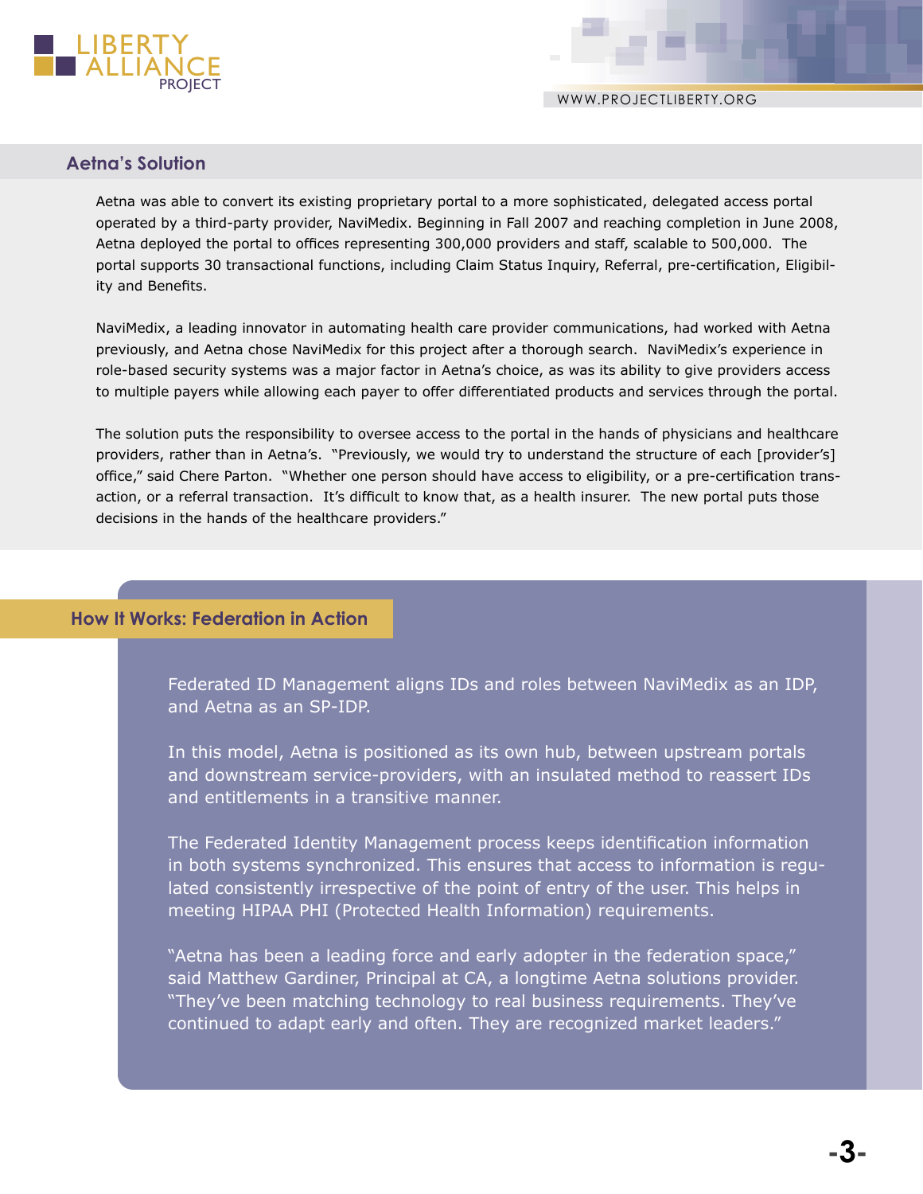## Aetna's Solution

Aetna was able to convert its existing proprietary portal to a more sophisticated, delegated access portal operated by a third-party provider, NaviMedix. Beginning in Fall 2007 and reaching completion in June 2008, Aetna deployed the portal to offices representing 300,000 providers and staff, scalable to 500,000. The portal supports 30 transactional functions, including Claim Status Inquiry, Referral, pre-certification, Eligibility and Benefits.

NaviMedix, a leading innovator in automating health care provider communications, had worked with Aetna previously, and Aetna chose NaviMedix for this project after a thorough search. NaviMedix's experience in role-based security systems was a major factor in Aetna's choice, as was its ability to give providers access to multiple payers while allowing each payer to offer differentiated products and services through the portal.

The solution puts the responsibility to oversee access to the portal in the hands of physicians and healthcare providers, rather than in Aetna's. "Previously, we would try to understand the structure of each [provider's] office," said Chere Parton. "Whether one person should have access to eligibility, or a pre-certification transaction, or a referral transaction. It's difficult to know that, as a health insurer. The new portal puts those decisions in the hands of the healthcare providers."

## How It Works: Federation in Action

Federated ID Management aligns IDs and roles between NaviMedix as an IDP, and Aetna as an SP-IDP.

In this model, Aetna is positioned as its own hub, between upstream portals and downstream service-providers, with an insulated method to reassert IDs and entitlements in a transitive manner.

The Federated Identity Management process keeps identification information in both systems synchronized. This ensures that access to information is regulated consistently irrespective of the point of entry of the user. This helps in meeting HIPAA PHI (Protected Health Information) requirements.

"Aetna has been a leading force and early adopter in the federation space," said Matthew Gardiner, Principal at CA, a longtime Aetna solutions provider. "They've been matching technology to real business requirements. They've continued to adapt early and often. They are recognized market leaders."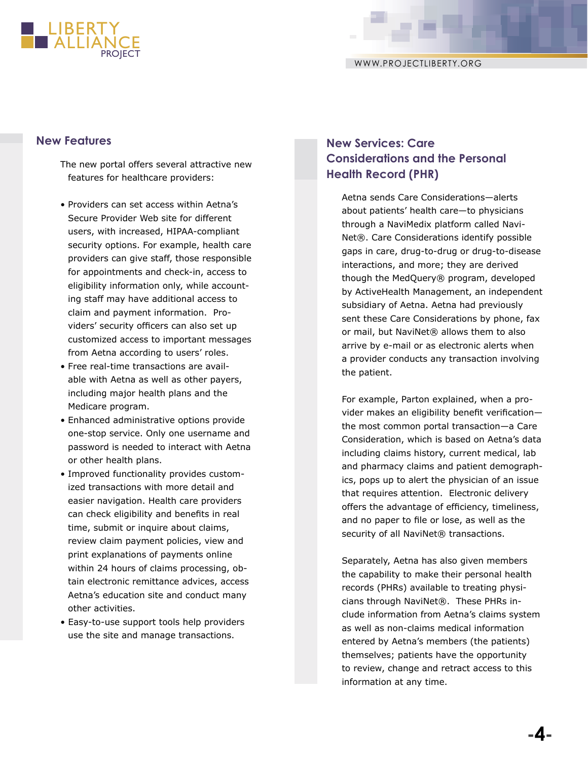## New Features

The new portal offers several attractive new features for healthcare providers:

- Providers can set access within Aetna's Secure Provider Web site for different users, with increased, HIPAA-compliant security options. For example, health care providers can give staff, those responsible for appointments and check-in, access to eligibility information only, while accounting staff may have additional access to claim and payment information. Providers' security officers can also set up customized access to important messages from Aetna according to users' roles.
- Free real-time transactions are available with Aetna as well as other payers, including major health plans and the Medicare program.
- Enhanced administrative options provide one-stop service. Only one username and password is needed to interact with Aetna or other health plans.
- Improved functionality provides customized transactions with more detail and easier navigation. Health care providers can check eligibility and benefits in real time, submit or inquire about claims, review claim payment policies, view and print explanations of payments online within 24 hours of claims processing, obtain electronic remittance advices, access Aetna's education site and conduct many other activities.
- Easy-to-use support tools help providers use the site and manage transactions.

## New Services: Care Considerations and the Personal Health Record (PHR)

Aetna sends Care Considerations—alerts about patients' health care—to physicians through a NaviMedix platform called NaviNet®. Care Considerations identify possible gaps in care, drug-to-drug or drug-to-disease interactions, and more; they are derived though the MedQuery® program, developed by ActiveHealth Management, an independent subsidiary of Aetna. Aetna had previously sent these Care Considerations by phone, fax or mail, but NaviNet® allows them to also arrive by e-mail or as electronic alerts when a provider conducts any transaction involving the patient.

For example, Parton explained, when a provider makes an eligibility benefit verification—the most common portal transaction—a Care Consideration, which is based on Aetna's data including claims history, current medical, lab and pharmacy claims and patient demographics, pops up to alert the physician of an issue that requires attention. Electronic delivery offers the advantage of efficiency, timeliness, and no paper to file or lose, as well as the security of all NaviNet® transactions.

Separately, Aetna has also given members the capability to make their personal health records (PHRs) available to treating physicians through NaviNet®. These PHRs include information from Aetna's claims system as well as non-claims medical information entered by Aetna's members (the patients) themselves; patients have the opportunity to review, change and retract access to this information at any time.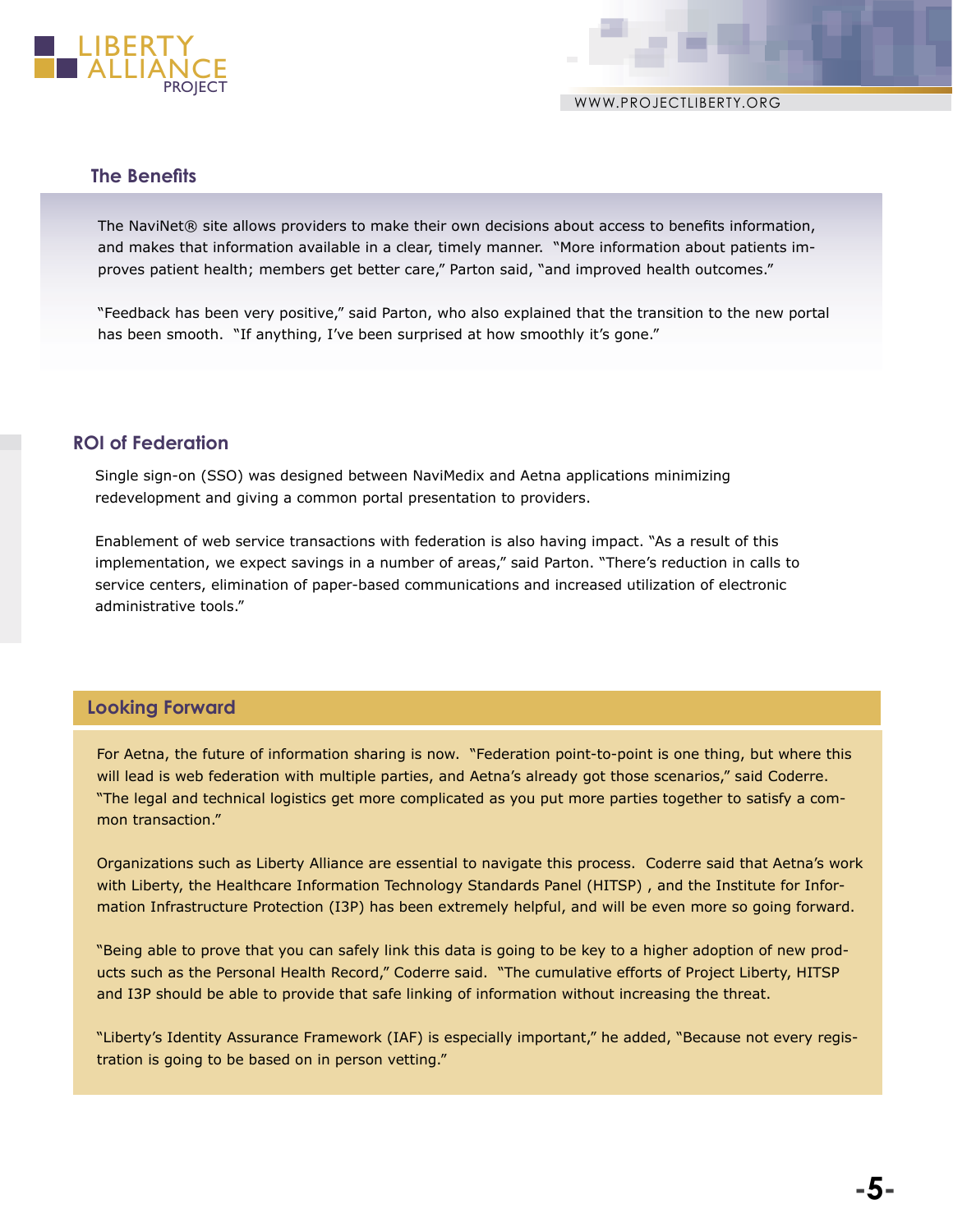## The Benefits

The NaviNet® site allows providers to make their own decisions about access to benefits information, and makes that information available in a clear, timely manner. "More information about patients improves patient health; members get better care," Parton said, "and improved health outcomes."

"Feedback has been very positive," said Parton, who also explained that the transition to the new portal has been smooth. "If anything, I've been surprised at how smoothly it's gone."

## ROI of Federation

Single sign-on (SSO) was designed between NaviMedix and Aetna applications minimizing redevelopment and giving a common portal presentation to providers.

Enablement of web service transactions with federation is also having impact. "As a result of this implementation, we expect savings in a number of areas," said Parton. "There's reduction in calls to service centers, elimination of paper-based communications and increased utilization of electronic administrative tools."

## Looking Forward

For Aetna, the future of information sharing is now. "Federation point-to-point is one thing, but where this will lead is web federation with multiple parties, and Aetna's already got those scenarios," said Coderre. "The legal and technical logistics get more complicated as you put more parties together to satisfy a common transaction."

Organizations such as Liberty Alliance are essential to navigate this process. Coderre said that Aetna's work with Liberty, the Healthcare Information Technology Standards Panel (HITSP) , and the Institute for Information Infrastructure Protection (I3P) has been extremely helpful, and will be even more so going forward.

"Being able to prove that you can safely link this data is going to be key to a higher adoption of new products such as the Personal Health Record," Coderre said. "The cumulative efforts of Project Liberty, HITSP and I3P should be able to provide that safe linking of information without increasing the threat.

"Liberty's Identity Assurance Framework (IAF) is especially important," he added, "Because not every registration is going to be based on in person vetting."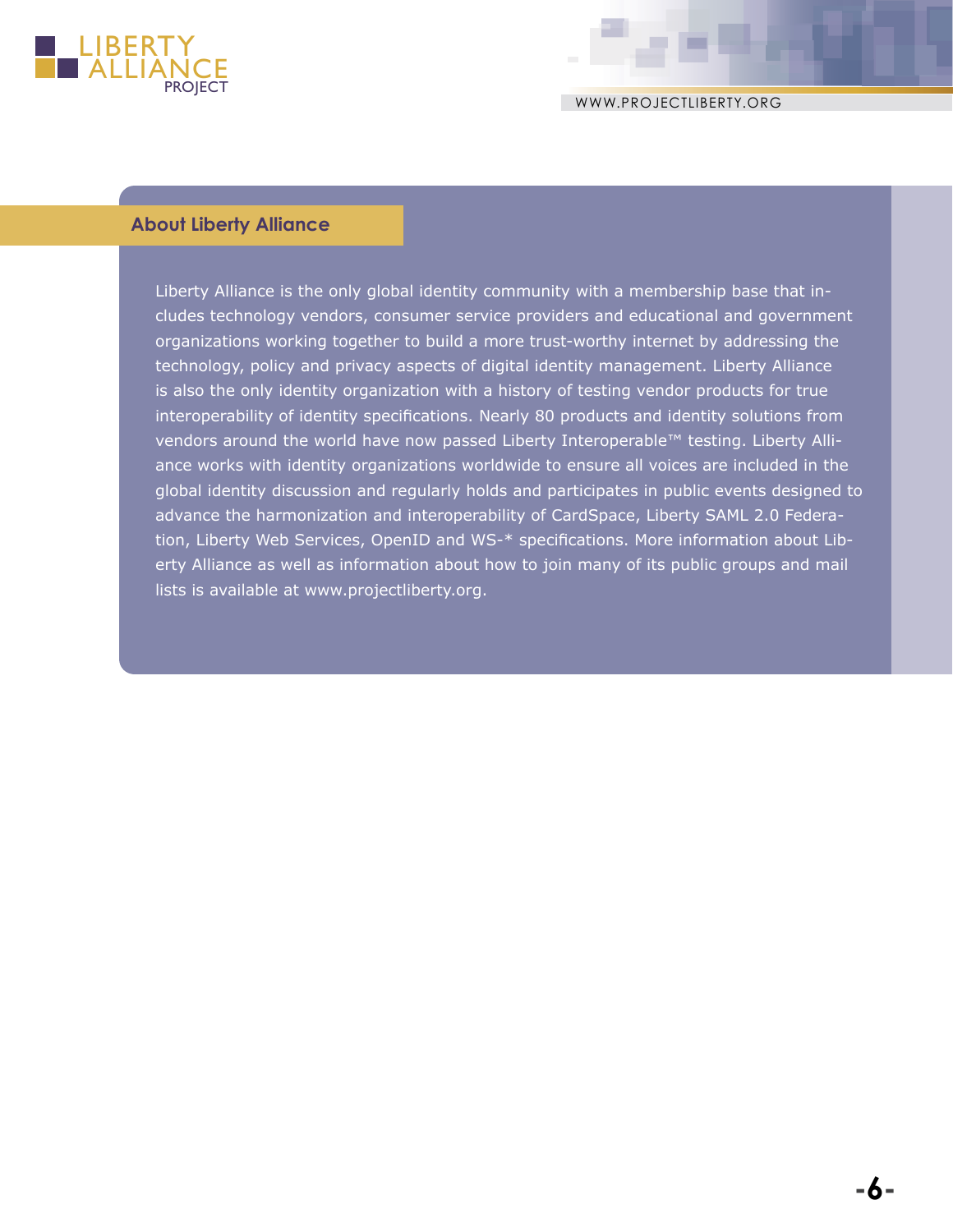## About Liberty Alliance

Liberty Alliance is the only global identity community with a membership base that includes technology vendors, consumer service providers and educational and government organizations working together to build a more trust-worthy internet by addressing the technology, policy and privacy aspects of digital identity management. Liberty Alliance is also the only identity organization with a history of testing vendor products for true interoperability of identity specifications. Nearly 80 products and identity solutions from vendors around the world have now passed Liberty Interoperable™ testing. Liberty Alliance works with identity organizations worldwide to ensure all voices are included in the global identity discussion and regularly holds and participates in public events designed to advance the harmonization and interoperability of CardSpace, Liberty SAML 2.0 Federation, Liberty Web Services, OpenID and WS-* specifications. More information about Liberty Alliance as well as information about how to join many of its public groups and mail lists is available at www.projectliberty.org.